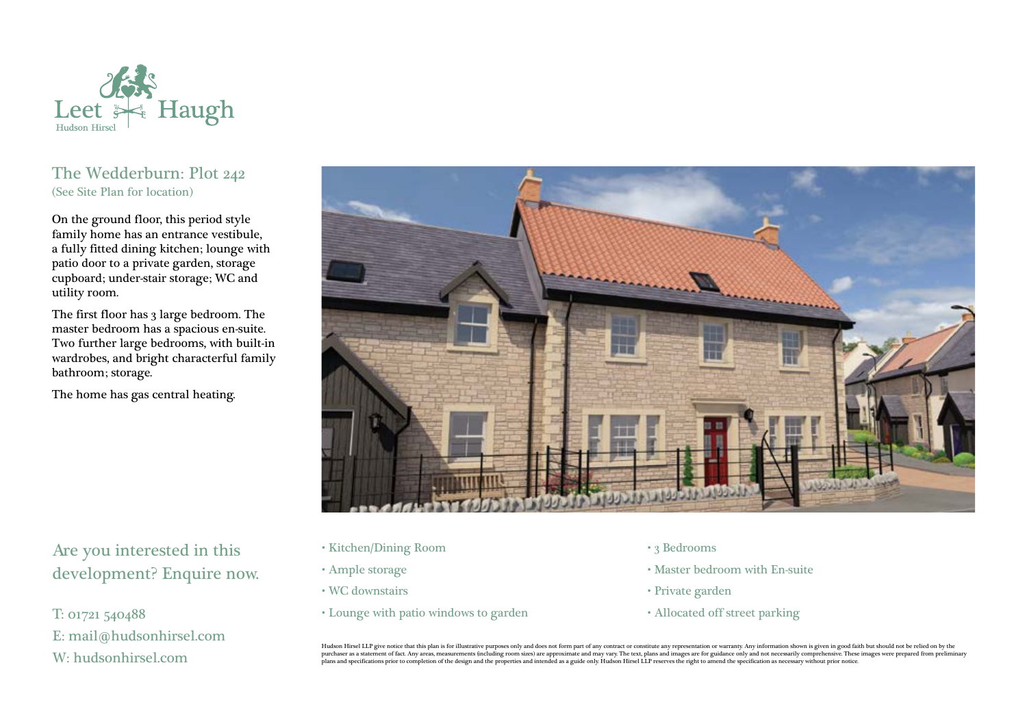Leet Haugh

Hudson Hirsel

## The Wedderburn: Plot 242

(See Site Plan for location)

On the ground floor, this period style family home has an entrance vestibule, a fully fitted dining kitchen; lounge with patio door to a private garden, storage cupboard; under-stair storage; WC and utility room.

The first floor has 3 large bedroom. The master bedroom has a spacious en-suite. Two further large bedrooms, with built-in wardrobes, and bright characterful family bathroom; storage.

The home has gas central heating.

- Kitchen/Dining Room
- Ample storage
- WC downstairs
- Lounge with patio windows to garden
- 3 Bedrooms
- Master bedroom with En-suite
- Private garden
- Allocated off street parking

## Are you interested in this development? Enquire now.

T: 01721 540488
E: mail@hudsonhirsel.com
W: hudsonhirsel.com

Hudson Hirsel LLP give notice that this plan is for illustrative purposes only and does not form part of any contract or constitute any representation or warranty. Any information shown is given in good faith but should not be relied on by the purchaser as a statement of fact. Any areas, measurements (including room sizes) are approximate and may vary. The text, plans and images are for guidance only and not necessarily comprehensive. These images were prepared from preliminary plans and specifications prior to completion of the design and the properties and intended as a guide only. Hudson Hirsel LLP reserves the right to amend the specification as necessary without prior notice.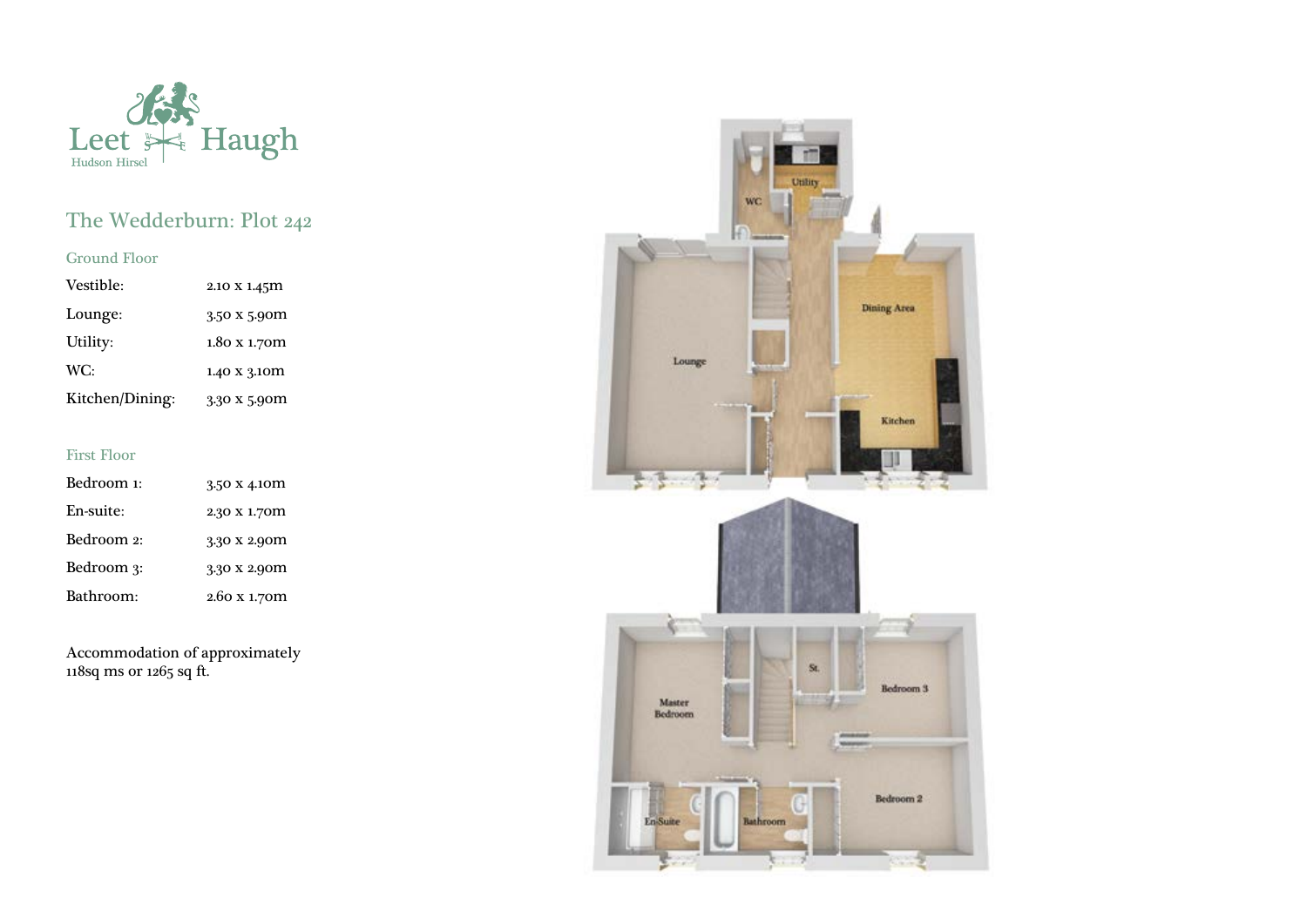Leet Haugh

Hudson Hirsel

# The Wedderburn: Plot 242

## Ground Floor

| | |
|---|---|
| Vestible: | 2.10 x 1.45m |
| Lounge: | 3.50 x 5.90m |
| Utility: | 1.80 x 1.70m |
| WC: | 1.40 x 3.10m |
| Kitchen/Dining: | 3.30 x 5.90m |

## First Floor

| | |
|---|---|
| Bedroom 1: | 3.50 x 4.10m |
| En-suite: | 2.30 x 1.70m |
| Bedroom 2: | 3.30 x 2.90m |
| Bedroom 3: | 3.30 x 2.90m |
| Bathroom: | 2.60 x 1.70m |

Accommodation of approximately 118sq ms or 1265 sq ft.

WC

Utility

Lounge

Dining Area

Kitchen

St.

Master Bedroom

Bedroom 3

Bedroom 2

En-Suite

Bathroom